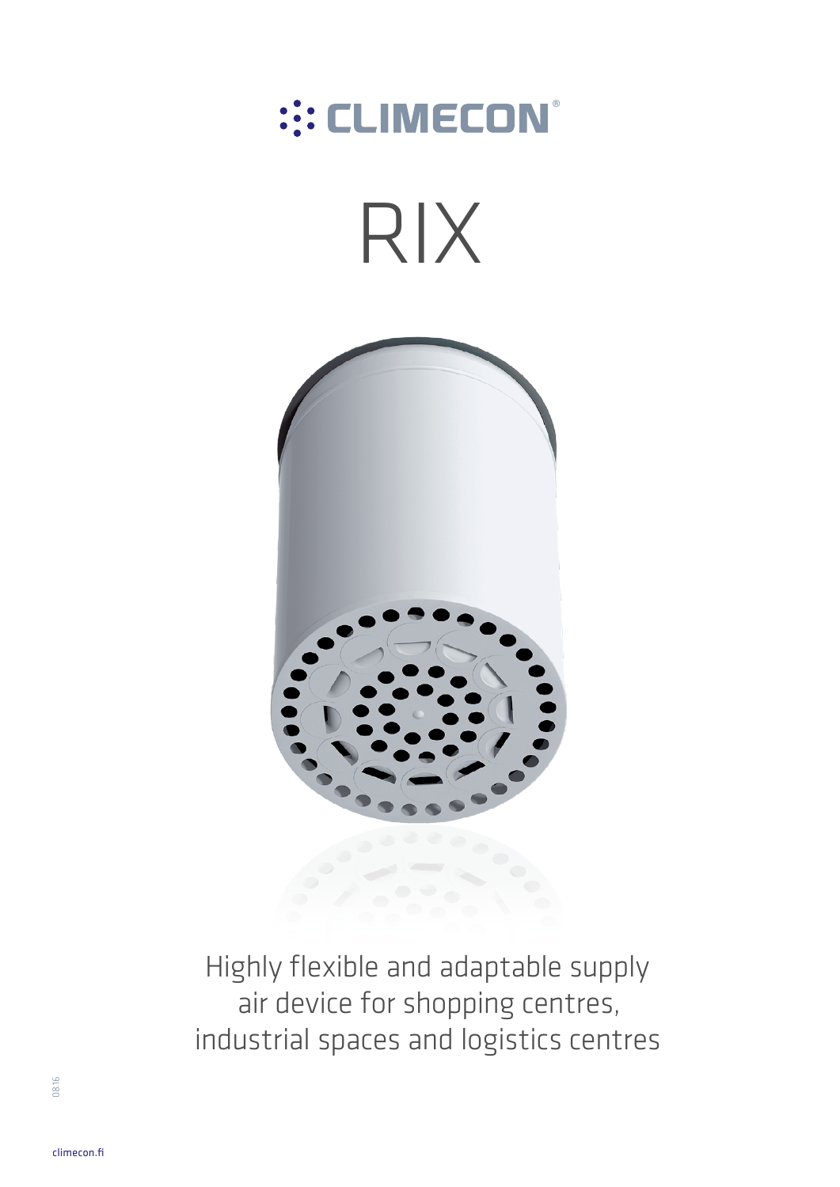CLIMECON®

# RIX

Highly flexible and adaptable supply air device for shopping centres, industrial spaces and logistics centres

08.16

climecon.fi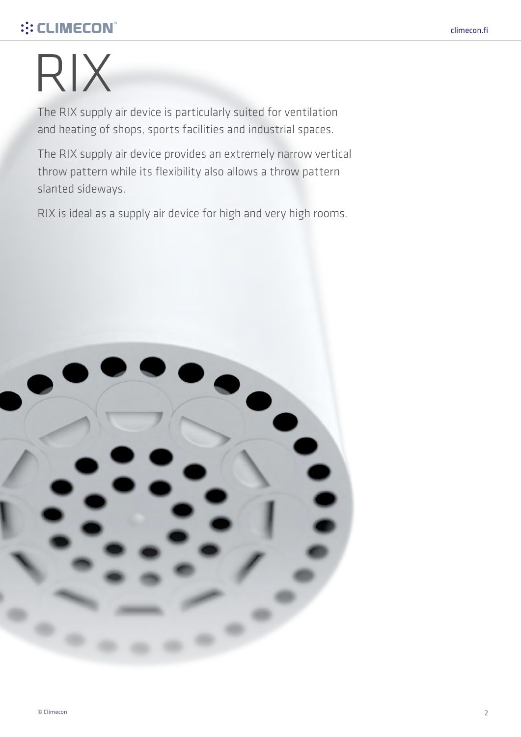# RIX

The RIX supply air device is particularly suited for ventilation and heating of shops, sports facilities and industrial spaces.

The RIX supply air device provides an extremely narrow vertical throw pattern while its flexibility also allows a throw pattern slanted sideways.

RIX is ideal as a supply air device for high and very high rooms.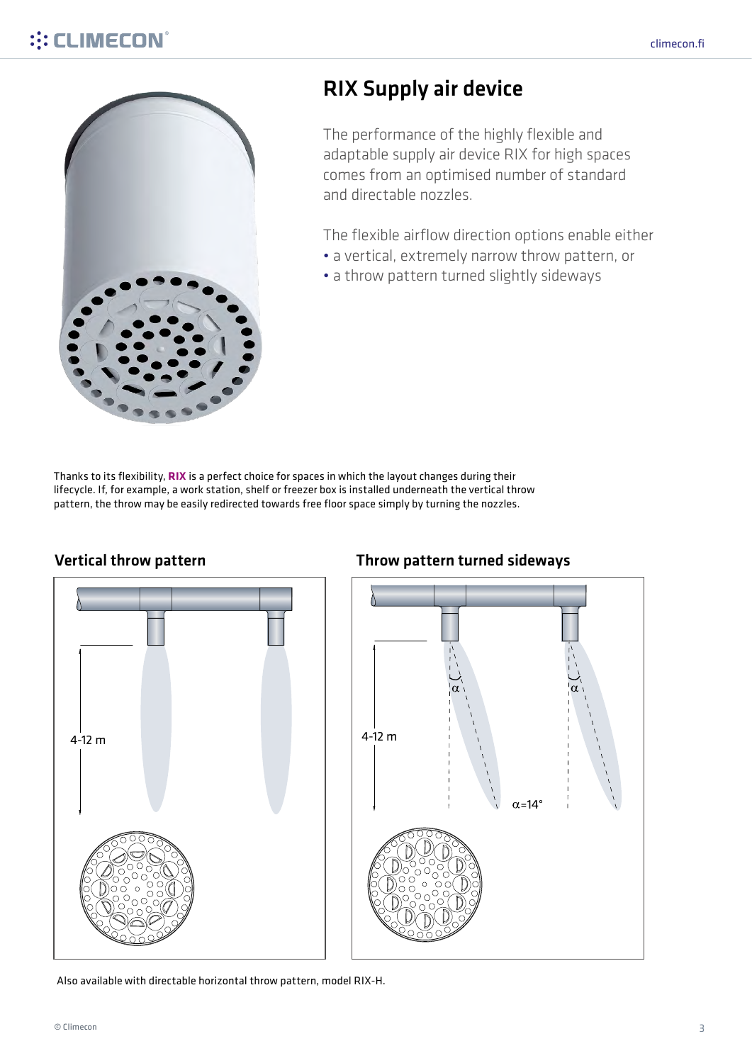# RIX Supply air device

The performance of the highly flexible and adaptable supply air device RIX for high spaces comes from an optimised number of standard and directable nozzles.

The flexible airflow direction options enable either
- a vertical, extremely narrow throw pattern, or
- a throw pattern turned slightly sideways

Thanks to its flexibility, **RIX** is a perfect choice for spaces in which the layout changes during their lifecycle. If, for example, a work station, shelf or freezer box is installed underneath the vertical throw pattern, the throw may be easily redirected towards free floor space simply by turning the nozzles.

### Vertical throw pattern

4-12 m

### Throw pattern turned sideways

4-12 m

$\alpha = 14°$

Also available with directable horizontal throw pattern, model RIX-H.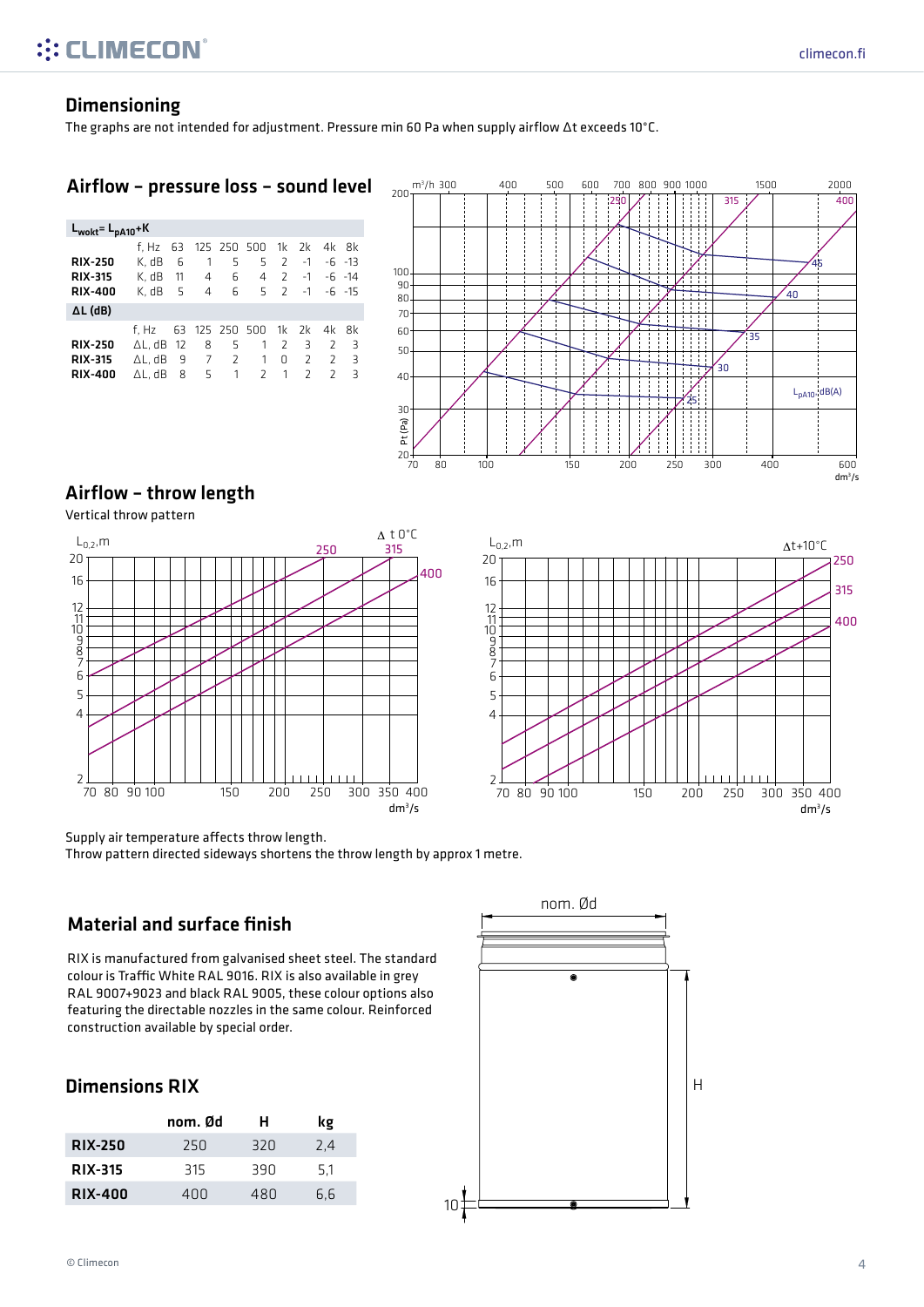## Dimensioning

The graphs are not intended for adjustment. Pressure min 60 Pa when supply airflow Δt exceeds 10°C.

## Airflow – pressure loss – sound level

$L_{wokt} = L_{pA10} + K$

| | f, Hz | 63 | 125 | 250 | 500 | 1k | 2k | 4k | 8k |
|---|---|---|---|---|---|---|---|---|---|
| **RIX-250** | K, dB | 6 | 1 | 5 | 5 | 2 | -1 | -6 | -13 |
| **RIX-315** | K, dB | 11 | 4 | 6 | 4 | 2 | -1 | -6 | -14 |
| **RIX-400** | K, dB | 5 | 4 | 6 | 5 | 2 | -1 | -6 | -15 |

ΔL (dB)

| | f, Hz | 63 | 125 | 250 | 500 | 1k | 2k | 4k | 8k |
|---|---|---|---|---|---|---|---|---|---|
| **RIX-250** | ΔL, dB | 12 | 8 | 5 | 1 | 2 | 3 | 2 | 3 |
| **RIX-315** | ΔL, dB | 9 | 7 | 2 | 1 | 0 | 2 | 2 | 3 |
| **RIX-400** | ΔL, dB | 8 | 5 | 1 | 2 | 1 | 2 | 2 | 3 |

m³/h 300 400 500 600 700 800 900 1000 1500 2000

250 315 400

45 40 35 30 25

$L_{pA10}$ dB(A)

Pt (Pa) 20 30 40 50 60 70 80 90 100 200

70 80 100 150 200 250 300 400 600 dm³/s

## Airflow – throw length

Vertical throw pattern

$L_{0,2}$, m

Δ t 0°C

250 315 400

2 4 5 6 7 8 9 10 11 12 16 20

70 80 90 100 150 200 250 300 350 400 dm³/s

$L_{0,2}$, m

Δt+10°C

250 315 400

2 4 5 6 7 8 9 10 11 12 16 20

70 80 90 100 150 200 250 300 350 400 dm³/s

Supply air temperature affects throw length.
Throw pattern directed sideways shortens the throw length by approx 1 metre.

## Material and surface finish

RIX is manufactured from galvanised sheet steel. The standard colour is Traffic White RAL 9016. RIX is also available in grey RAL 9007+9023 and black RAL 9005, these colour options also featuring the directable nozzles in the same colour. Reinforced construction available by special order.

## Dimensions RIX

| | nom. Ød | H | kg |
|---|---|---|---|
| **RIX-250** | 250 | 320 | 2,4 |
| **RIX-315** | 315 | 390 | 5,1 |
| **RIX-400** | 400 | 480 | 6,6 |

nom. Ød

H

10